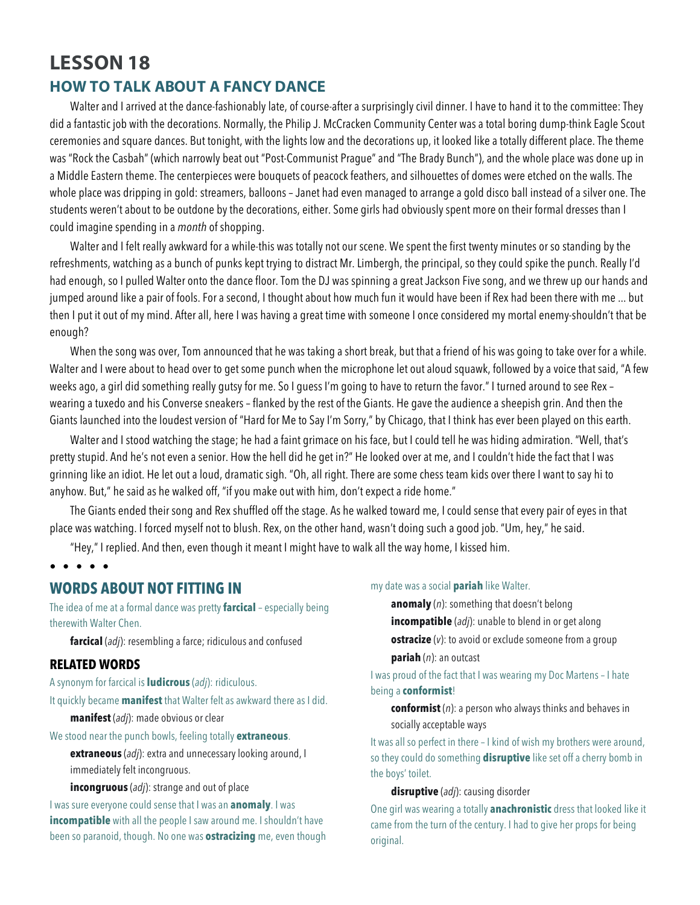# LESSON 18

## HOW TO TALK ABOUT A FANCY DANCE

Walter and I arrived at the dance-fashionably late, of course-after a surprisingly civil dinner. I have to hand it to the committee: They did a fantastic job with the decorations. Normally, the Philip J. McCracken Community Center was a total boring dump-think Eagle Scout ceremonies and square dances. But tonight, with the lights low and the decorations up, it looked like a totally different place. The theme was "Rock the Casbah" (which narrowly beat out "Post-Communist Prague" and "The Brady Bunch"), and the whole place was done up in a Middle Eastern theme. The centerpieces were bouquets of peacock feathers, and silhouettes of domes were etched on the walls. The whole place was dripping in gold: streamers, balloons – Janet had even managed to arrange a gold disco ball instead of a silver one. The students weren't about to be outdone by the decorations, either. Some girls had obviously spent more on their formal dresses than I could imagine spending in a *month* of shopping.

Walter and I felt really awkward for a while-this was totally not our scene. We spent the first twenty minutes or so standing by the refreshments, watching as a bunch of punks kept trying to distract Mr. Limbergh, the principal, so they could spike the punch. Really I'd had enough, so I pulled Walter onto the dance floor. Tom the DJ was spinning a great Jackson Five song, and we threw up our hands and jumped around like a pair of fools. For a second, I thought about how much fun it would have been if Rex had been there with me ... but then I put it out of my mind. After all, here I was having a great time with someone I once considered my mortal enemy-shouldn't that be enough?

When the song was over, Tom announced that he was taking a short break, but that a friend of his was going to take over for a while. Walter and I were about to head over to get some punch when the microphone let out aloud squawk, followed by a voice that said, "A few weeks ago, a girl did something really gutsy for me. So I guess I'm going to have to return the favor." I turned around to see Rex – wearing a tuxedo and his Converse sneakers – flanked by the rest of the Giants. He gave the audience a sheepish grin. And then the Giants launched into the loudest version of "Hard for Me to Say I'm Sorry," by Chicago, that I think has ever been played on this earth.

Walter and I stood watching the stage; he had a faint grimace on his face, but I could tell he was hiding admiration. "Well, that's pretty stupid. And he's not even a senior. How the hell did he get in?" He looked over at me, and I couldn't hide the fact that I was grinning like an idiot. He let out a loud, dramatic sigh. "Oh, all right. There are some chess team kids over there I want to say hi to anyhow. But," he said as he walked off, "if you make out with him, don't expect a ride home."

The Giants ended their song and Rex shuffled off the stage. As he walked toward me, I could sense that every pair of eyes in that place was watching. I forced myself not to blush. Rex, on the other hand, wasn't doing such a good job. "Um, hey," he said.

"Hey," I replied. And then, even though it meant I might have to walk all the way home, I kissed him.

• • • • •

## WORDS ABOUT NOT FITTING IN

The idea of me at a formal dance was pretty **farcical** – especially being therewith Walter Chen.

**farcical** (*adj*): resembling a farce; ridiculous and confused

### RELATED WORDS

A synonym for farcical is **ludicrous** (*adj*): ridiculous.

It quickly became **manifest** that Walter felt as awkward there as I did.

**manifest** (*adj*): made obvious or clear

We stood near the punch bowls, feeling totally **extraneous**.

**extraneous** (*adj*): extra and unnecessary looking around, I immediately felt incongruous.

**incongruous** (*adj*): strange and out of place

I was sure everyone could sense that I was an **anomaly**. I was **incompatible** with all the people I saw around me. I shouldn't have been so paranoid, though. No one was **ostracizing** me, even though my date was a social **pariah** like Walter.

**anomaly** (*n*): something that doesn't belong

**incompatible** (*adj*): unable to blend in or get along

**ostracize** (*v*): to avoid or exclude someone from a group

**pariah** (*n*): an outcast

I was proud of the fact that I was wearing my Doc Martens – I hate being a **conformist**!

**conformist** (*n*): a person who always thinks and behaves in socially acceptable ways

It was all so perfect in there – I kind of wish my brothers were around, so they could do something **disruptive** like set off a cherry bomb in the boys' toilet.

**disruptive** (*adj*): causing disorder

One girl was wearing a totally **anachronistic** dress that looked like it came from the turn of the century. I had to give her props for being original.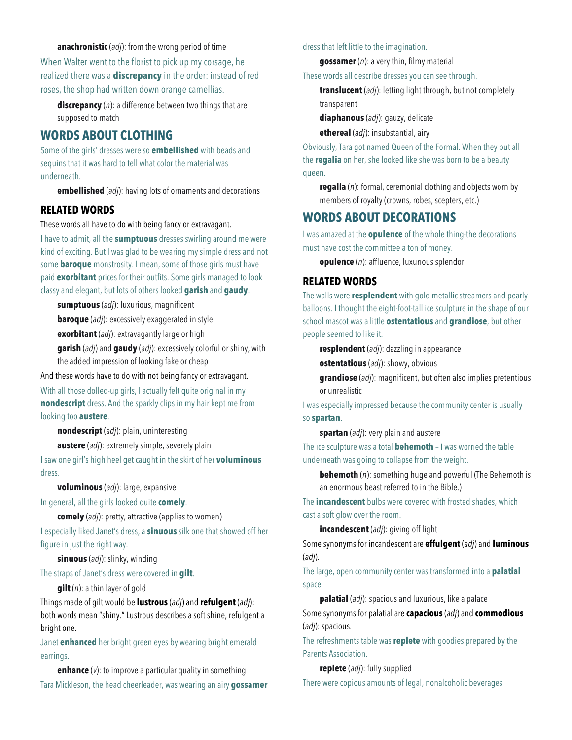**anachronistic** (*adj*): from the wrong period of time

When Walter went to the florist to pick up my corsage, he realized there was a **discrepancy** in the order: instead of red roses, the shop had written down orange camellias.

**discrepancy** (*n*): a difference between two things that are supposed to match

## WORDS ABOUT CLOTHING

Some of the girls' dresses were so **embellished** with beads and sequins that it was hard to tell what color the material was underneath.

**embellished** (*adj*): having lots of ornaments and decorations

### RELATED WORDS

These words all have to do with being fancy or extravagant.

I have to admit, all the **sumptuous** dresses swirling around me were kind of exciting. But I was glad to be wearing my simple dress and not some **baroque** monstrosity. I mean, some of those girls must have paid **exorbitant** prices for their outfits. Some girls managed to look classy and elegant, but lots of others looked **garish** and **gaudy**.

**sumptuous** (*adj*): luxurious, magnificent

**baroque** (*adj*): excessively exaggerated in style

**exorbitant** (*adj*): extravagantly large or high

**garish** (*adj*) and **gaudy** (*adj*): excessively colorful or shiny, with the added impression of looking fake or cheap

And these words have to do with not being fancy or extravagant.

With all those dolled-up girls, I actually felt quite original in my **nondescript** dress. And the sparkly clips in my hair kept me from looking too **austere**.

**nondescript** (*adj*): plain, uninteresting

**austere** (*adj*): extremely simple, severely plain

I saw one girl's high heel get caught in the skirt of her **voluminous** dress.

**voluminous** (*adj*): large, expansive

In general, all the girls looked quite **comely**.

**comely** (*adj*): pretty, attractive (applies to women)

I especially liked Janet's dress, a **sinuous** silk one that showed off her figure in just the right way.

**sinuous** (*adj*): slinky, winding

The straps of Janet's dress were covered in **gilt**.

**gilt** (*n*): a thin layer of gold

Things made of gilt would be **lustrous** (*adj*) and **refulgent** (*adj*): both words mean "shiny." Lustrous describes a soft shine, refulgent a bright one.

Janet **enhanced** her bright green eyes by wearing bright emerald earrings.

**enhance** (*v*): to improve a particular quality in something

Tara Mickleson, the head cheerleader, was wearing an airy **gossamer** dress that left little to the imagination.

**gossamer** (*n*): a very thin, filmy material

These words all describe dresses you can see through.

**translucent** (*adj*): letting light through, but not completely transparent

**diaphanous** (*adj*): gauzy, delicate

**ethereal** (*adj*): insubstantial, airy

Obviously, Tara got named Queen of the Formal. When they put all the **regalia** on her, she looked like she was born to be a beauty queen.

**regalia** (*n*): formal, ceremonial clothing and objects worn by members of royalty (crowns, robes, scepters, etc.)

## WORDS ABOUT DECORATIONS

I was amazed at the **opulence** of the whole thing-the decorations must have cost the committee a ton of money.

**opulence** (*n*): affluence, luxurious splendor

### RELATED WORDS

The walls were **resplendent** with gold metallic streamers and pearly balloons. I thought the eight-foot-tall ice sculpture in the shape of our school mascot was a little **ostentatious** and **grandiose**, but other people seemed to like it.

**resplendent** (*adj*): dazzling in appearance

**ostentatious** (*adj*): showy, obvious

**grandiose** (*adj*): magnificent, but often also implies pretentious or unrealistic

I was especially impressed because the community center is usually so **spartan**.

**spartan** (*adj*): very plain and austere

The ice sculpture was a total **behemoth** – I was worried the table underneath was going to collapse from the weight.

**behemoth** (*n*): something huge and powerful (The Behemoth is an enormous beast referred to in the Bible.)

The **incandescent** bulbs were covered with frosted shades, which cast a soft glow over the room.

**incandescent** (*adj*): giving off light

Some synonyms for incandescent are **effulgent** (*adj*) and **luminous** (*adj*).

The large, open community center was transformed into a **palatial** space.

**palatial** (*adj*): spacious and luxurious, like a palace

Some synonyms for palatial are **capacious** (*adj*) and **commodious** (*adj*): spacious.

The refreshments table was **replete** with goodies prepared by the Parents Association.

**replete** (*adj*): fully supplied

There were copious amounts of legal, nonalcoholic beverages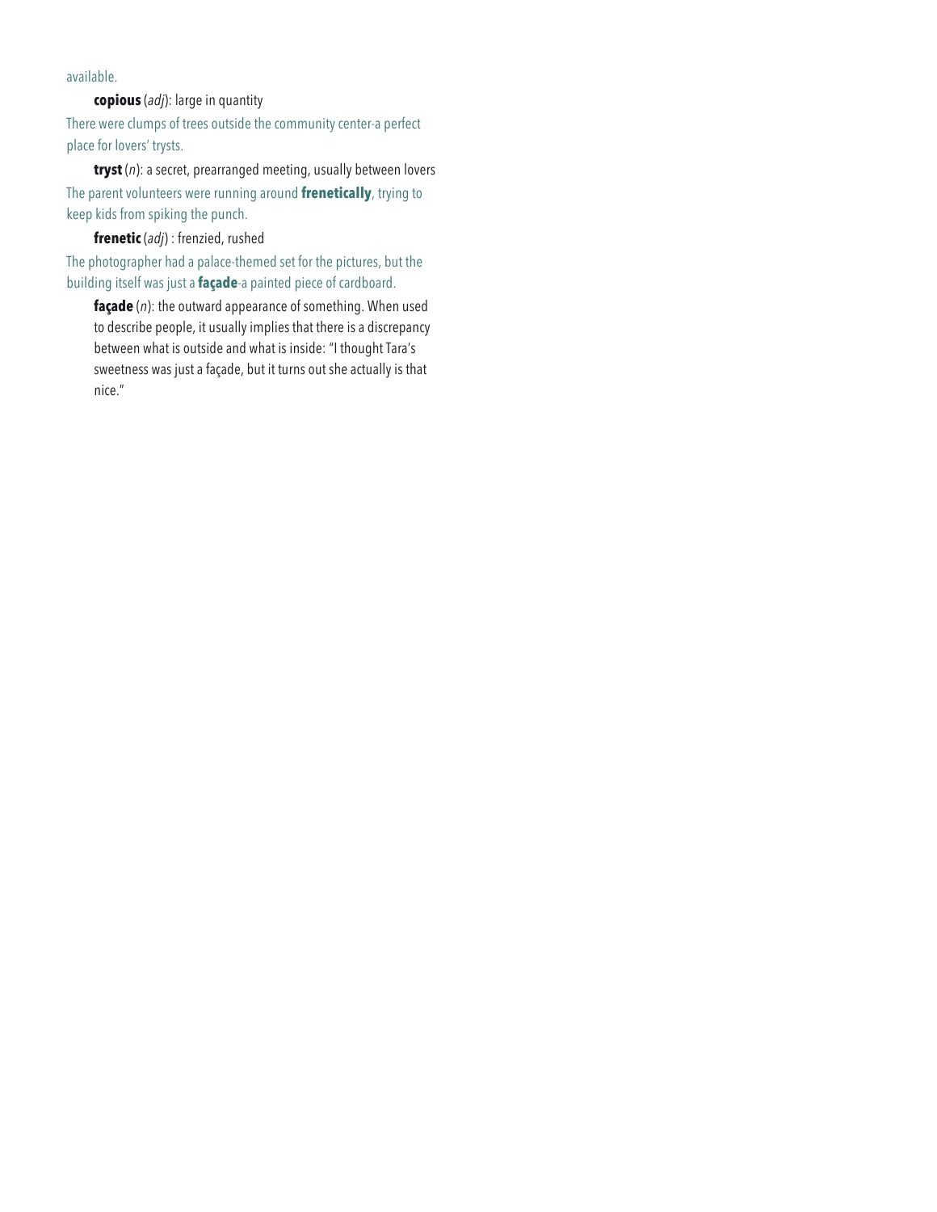available.

**copious** (*adj*): large in quantity

There were clumps of trees outside the community center-a perfect place for lovers' trysts.

**tryst** (*n*): a secret, prearranged meeting, usually between lovers

The parent volunteers were running around **frenetically**, trying to keep kids from spiking the punch.

**frenetic** (*adj*) : frenzied, rushed

The photographer had a palace-themed set for the pictures, but the building itself was just a **façade**-a painted piece of cardboard.

**façade** (*n*): the outward appearance of something. When used to describe people, it usually implies that there is a discrepancy between what is outside and what is inside: "I thought Tara's sweetness was just a façade, but it turns out she actually is that nice."